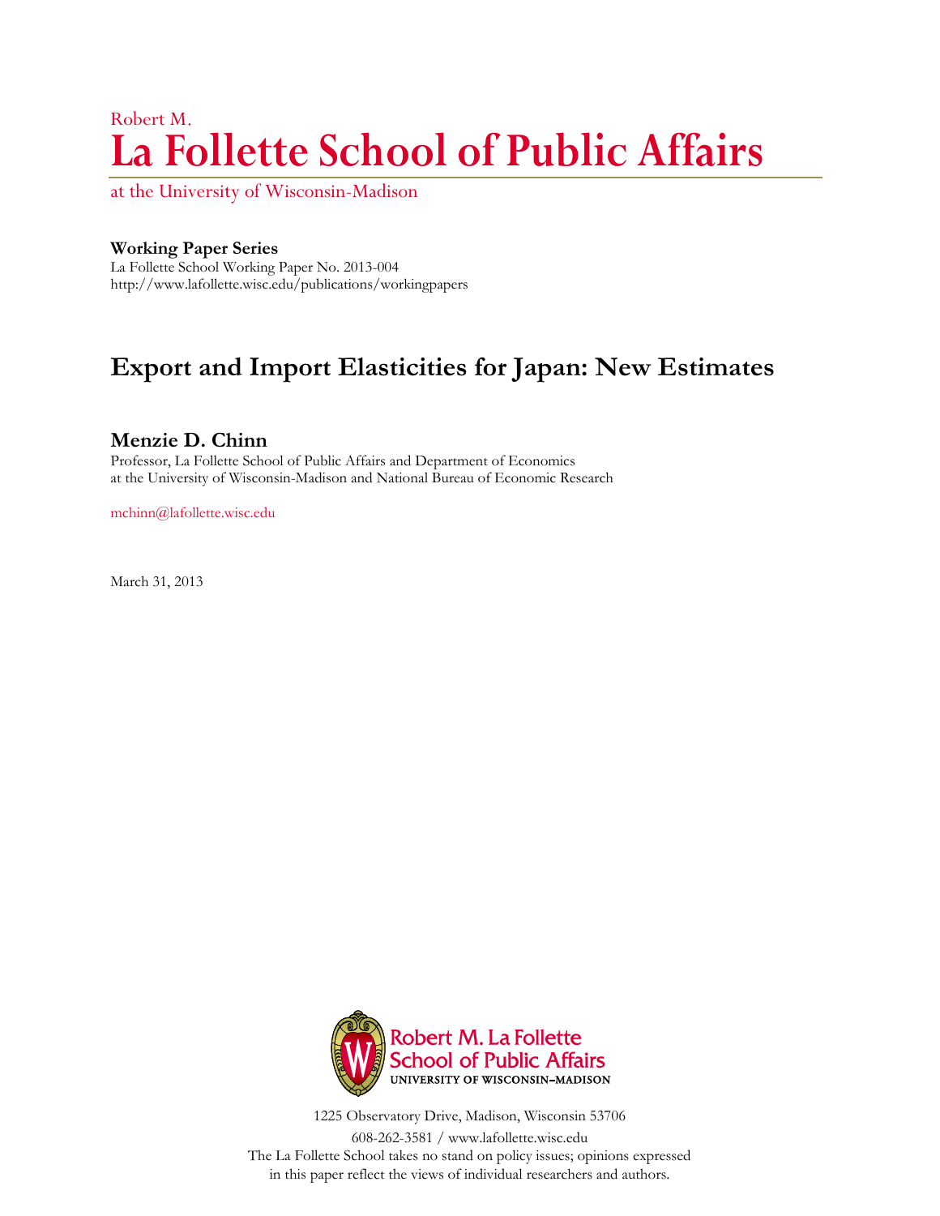Robert M.

# La Follette School of Public Affairs

at the University of Wisconsin-Madison

**Working Paper Series**
La Follette School Working Paper No. 2013-004
http://www.lafollette.wisc.edu/publications/workingpapers

## Export and Import Elasticities for Japan: New Estimates

**Menzie D. Chinn**
Professor, La Follette School of Public Affairs and Department of Economics at the University of Wisconsin-Madison and National Bureau of Economic Research

mchinn@lafollette.wisc.edu

March 31, 2013

Robert M. La Follette School of Public Affairs
UNIVERSITY OF WISCONSIN–MADISON

1225 Observatory Drive, Madison, Wisconsin 53706
608-262-3581 / www.lafollette.wisc.edu
The La Follette School takes no stand on policy issues; opinions expressed in this paper reflect the views of individual researchers and authors.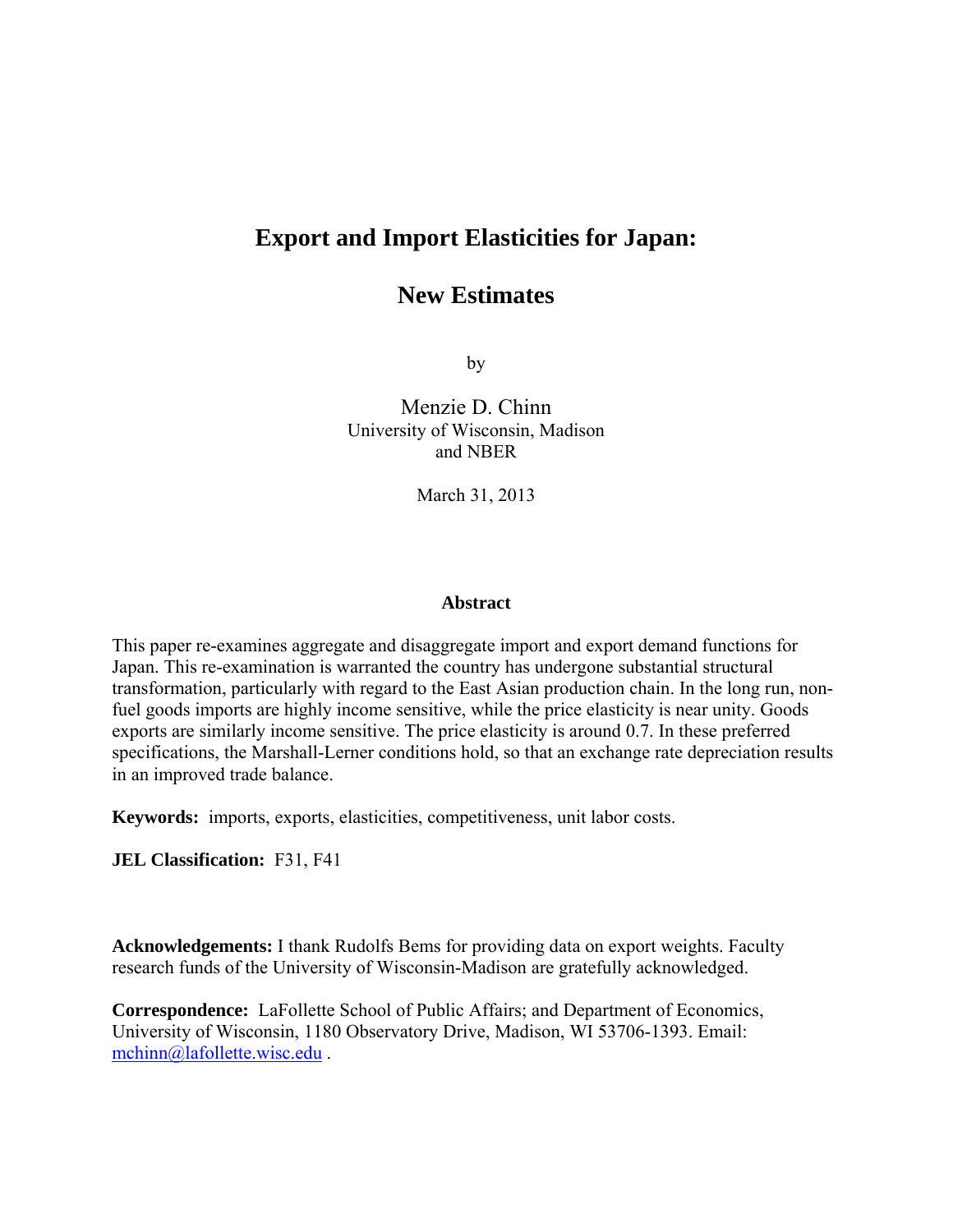# Export and Import Elasticities for Japan:

## New Estimates

by

Menzie D. Chinn
University of Wisconsin, Madison
and NBER

March 31, 2013

### Abstract

This paper re-examines aggregate and disaggregate import and export demand functions for Japan. This re-examination is warranted the country has undergone substantial structural transformation, particularly with regard to the East Asian production chain. In the long run, non-fuel goods imports are highly income sensitive, while the price elasticity is near unity. Goods exports are similarly income sensitive. The price elasticity is around 0.7. In these preferred specifications, the Marshall-Lerner conditions hold, so that an exchange rate depreciation results in an improved trade balance.

**Keywords:** imports, exports, elasticities, competitiveness, unit labor costs.

**JEL Classification:** F31, F41

**Acknowledgements:** I thank Rudolfs Bems for providing data on export weights. Faculty research funds of the University of Wisconsin-Madison are gratefully acknowledged.

**Correspondence:** LaFollette School of Public Affairs; and Department of Economics, University of Wisconsin, 1180 Observatory Drive, Madison, WI 53706-1393. Email: mchinn@lafollette.wisc.edu .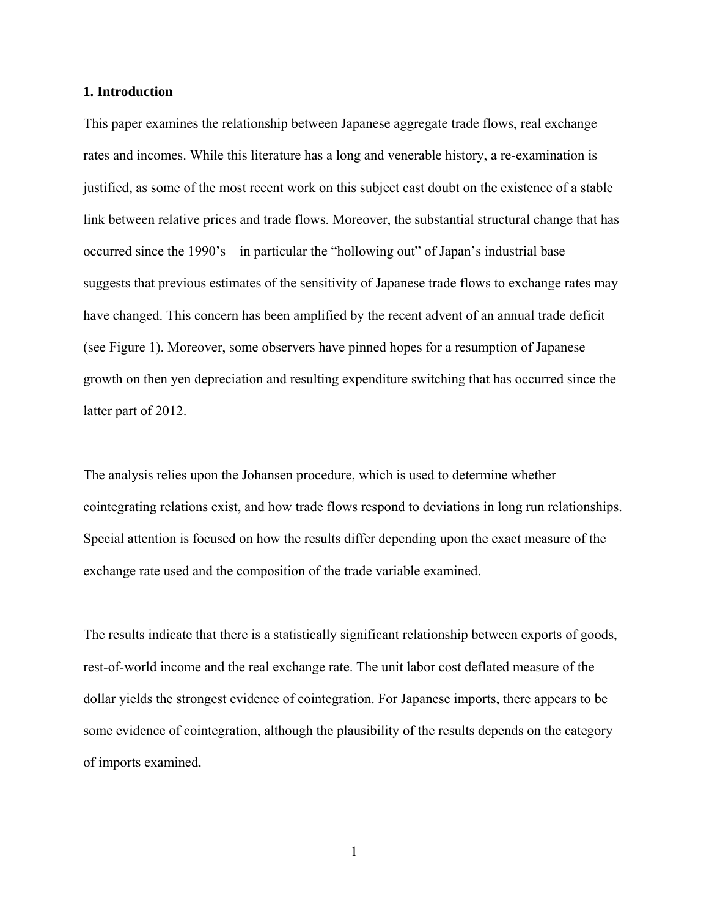## 1. Introduction

This paper examines the relationship between Japanese aggregate trade flows, real exchange rates and incomes. While this literature has a long and venerable history, a re-examination is justified, as some of the most recent work on this subject cast doubt on the existence of a stable link between relative prices and trade flows. Moreover, the substantial structural change that has occurred since the 1990's – in particular the "hollowing out" of Japan's industrial base – suggests that previous estimates of the sensitivity of Japanese trade flows to exchange rates may have changed. This concern has been amplified by the recent advent of an annual trade deficit (see Figure 1). Moreover, some observers have pinned hopes for a resumption of Japanese growth on then yen depreciation and resulting expenditure switching that has occurred since the latter part of 2012.

The analysis relies upon the Johansen procedure, which is used to determine whether cointegrating relations exist, and how trade flows respond to deviations in long run relationships. Special attention is focused on how the results differ depending upon the exact measure of the exchange rate used and the composition of the trade variable examined.

The results indicate that there is a statistically significant relationship between exports of goods, rest-of-world income and the real exchange rate. The unit labor cost deflated measure of the dollar yields the strongest evidence of cointegration. For Japanese imports, there appears to be some evidence of cointegration, although the plausibility of the results depends on the category of imports examined.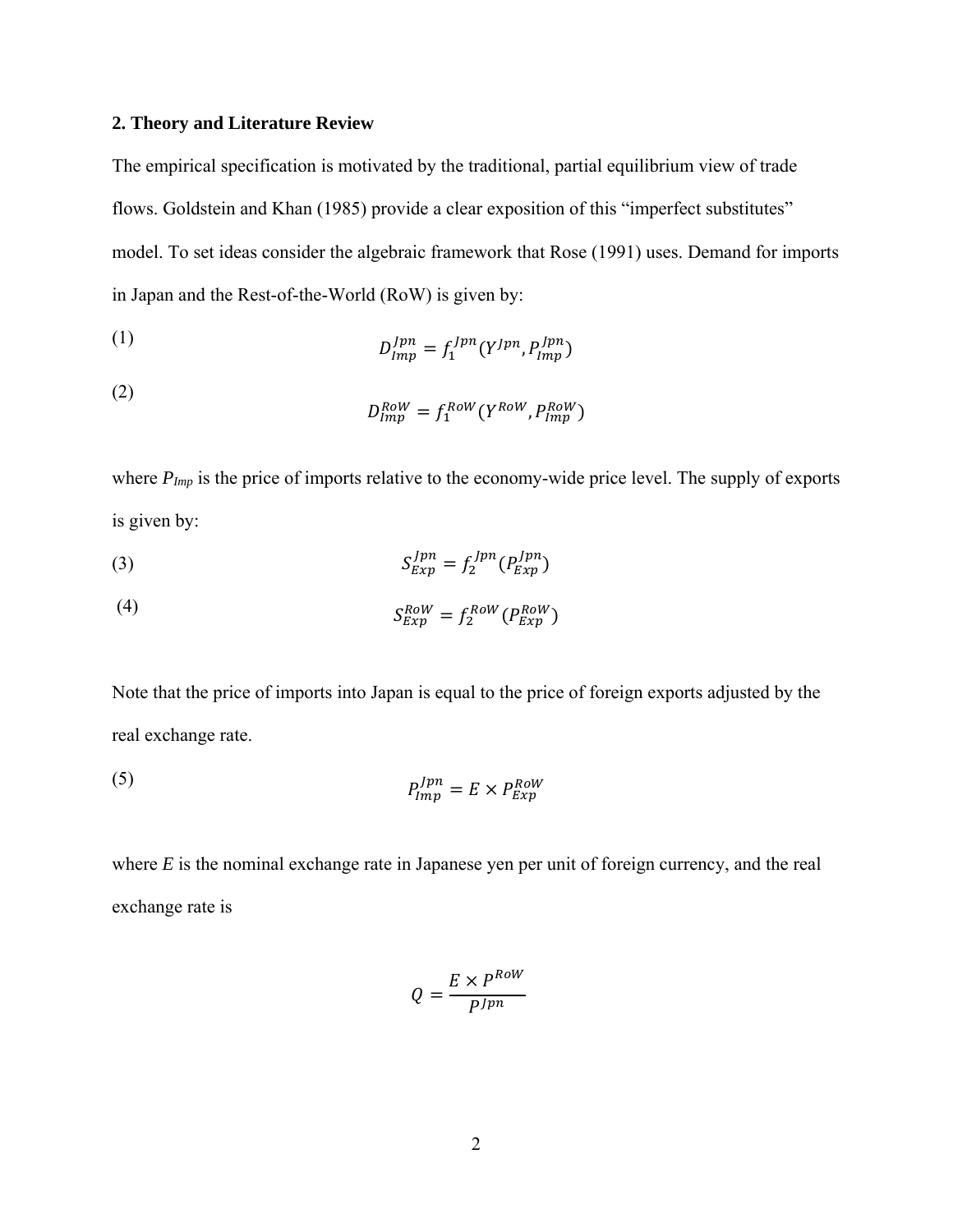## 2. Theory and Literature Review

The empirical specification is motivated by the traditional, partial equilibrium view of trade flows. Goldstein and Khan (1985) provide a clear exposition of this "imperfect substitutes" model. To set ideas consider the algebraic framework that Rose (1991) uses. Demand for imports in Japan and the Rest-of-the-World (RoW) is given by:

$$D_{Imp}^{Jpn} = f_1^{Jpn}(Y^{Jpn}, P_{Imp}^{Jpn}) \tag{1}$$

$$D_{Imp}^{RoW} = f_1^{RoW}(Y^{RoW}, P_{Imp}^{RoW}) \tag{2}$$

where $P_{Imp}$ is the price of imports relative to the economy-wide price level. The supply of exports is given by:

$$S_{Exp}^{Jpn} = f_2^{Jpn}(P_{Exp}^{Jpn}) \tag{3}$$

$$S_{Exp}^{RoW} = f_2^{RoW}(P_{Exp}^{RoW}) \tag{4}$$

Note that the price of imports into Japan is equal to the price of foreign exports adjusted by the real exchange rate.

$$P_{Imp}^{Jpn} = E \times P_{Exp}^{RoW} \tag{5}$$

where $E$ is the nominal exchange rate in Japanese yen per unit of foreign currency, and the real exchange rate is

$$Q = \frac{E \times P^{RoW}}{P^{Jpn}}$$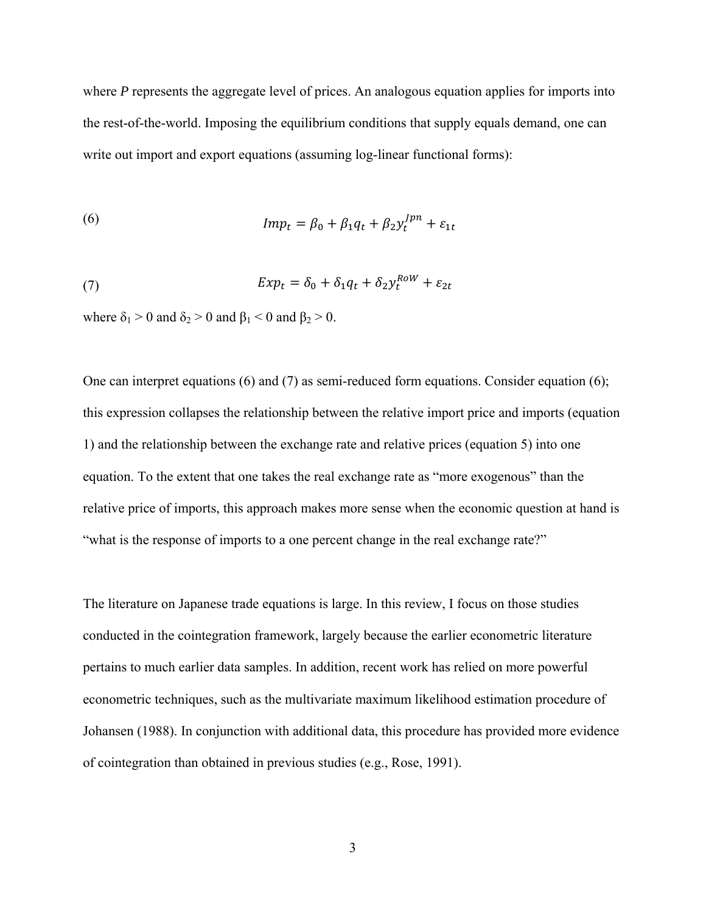where *P* represents the aggregate level of prices. An analogous equation applies for imports into the rest-of-the-world. Imposing the equilibrium conditions that supply equals demand, one can write out import and export equations (assuming log-linear functional forms):

$$Imp_t = \beta_0 + \beta_1 q_t + \beta_2 y_t^{Jpn} + \varepsilon_{1t} \tag{6}$$

$$Exp_t = \delta_0 + \delta_1 q_t + \delta_2 y_t^{RoW} + \varepsilon_{2t} \tag{7}$$

where $\delta_1 > 0$ and $\delta_2 > 0$ and $\beta_1 < 0$ and $\beta_2 > 0$.

One can interpret equations (6) and (7) as semi-reduced form equations. Consider equation (6); this expression collapses the relationship between the relative import price and imports (equation 1) and the relationship between the exchange rate and relative prices (equation 5) into one equation. To the extent that one takes the real exchange rate as "more exogenous" than the relative price of imports, this approach makes more sense when the economic question at hand is "what is the response of imports to a one percent change in the real exchange rate?"

The literature on Japanese trade equations is large. In this review, I focus on those studies conducted in the cointegration framework, largely because the earlier econometric literature pertains to much earlier data samples. In addition, recent work has relied on more powerful econometric techniques, such as the multivariate maximum likelihood estimation procedure of Johansen (1988). In conjunction with additional data, this procedure has provided more evidence of cointegration than obtained in previous studies (e.g., Rose, 1991).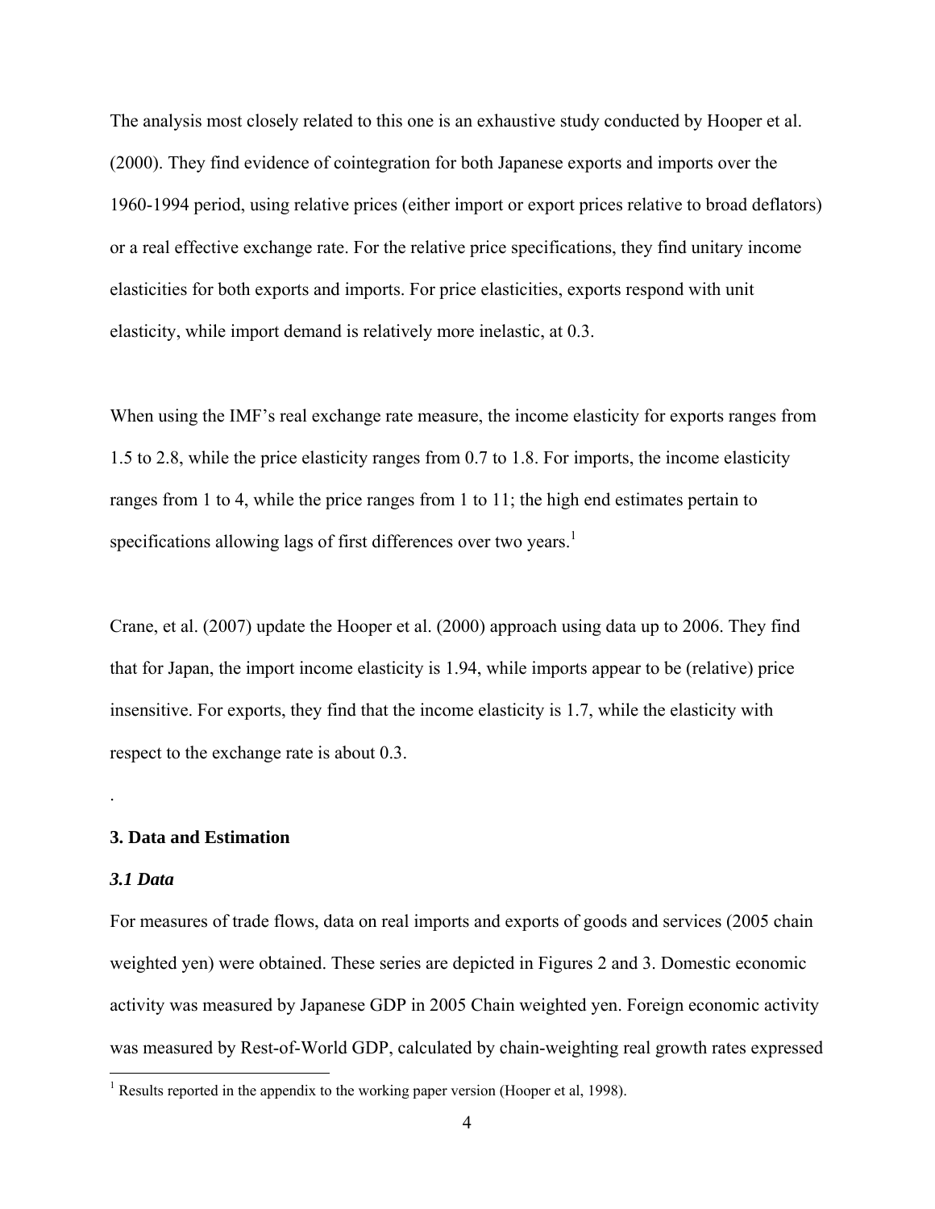The analysis most closely related to this one is an exhaustive study conducted by Hooper et al. (2000). They find evidence of cointegration for both Japanese exports and imports over the 1960-1994 period, using relative prices (either import or export prices relative to broad deflators) or a real effective exchange rate. For the relative price specifications, they find unitary income elasticities for both exports and imports. For price elasticities, exports respond with unit elasticity, while import demand is relatively more inelastic, at 0.3.

When using the IMF's real exchange rate measure, the income elasticity for exports ranges from 1.5 to 2.8, while the price elasticity ranges from 0.7 to 1.8. For imports, the income elasticity ranges from 1 to 4, while the price ranges from 1 to 11; the high end estimates pertain to specifications allowing lags of first differences over two years.[1]

Crane, et al. (2007) update the Hooper et al. (2000) approach using data up to 2006. They find that for Japan, the import income elasticity is 1.94, while imports appear to be (relative) price insensitive. For exports, they find that the income elasticity is 1.7, while the elasticity with respect to the exchange rate is about 0.3.

.

## 3. Data and Estimation

### *3.1 Data*

For measures of trade flows, data on real imports and exports of goods and services (2005 chain weighted yen) were obtained. These series are depicted in Figures 2 and 3. Domestic economic activity was measured by Japanese GDP in 2005 Chain weighted yen. Foreign economic activity was measured by Rest-of-World GDP, calculated by chain-weighting real growth rates expressed

[1] Results reported in the appendix to the working paper version (Hooper et al, 1998).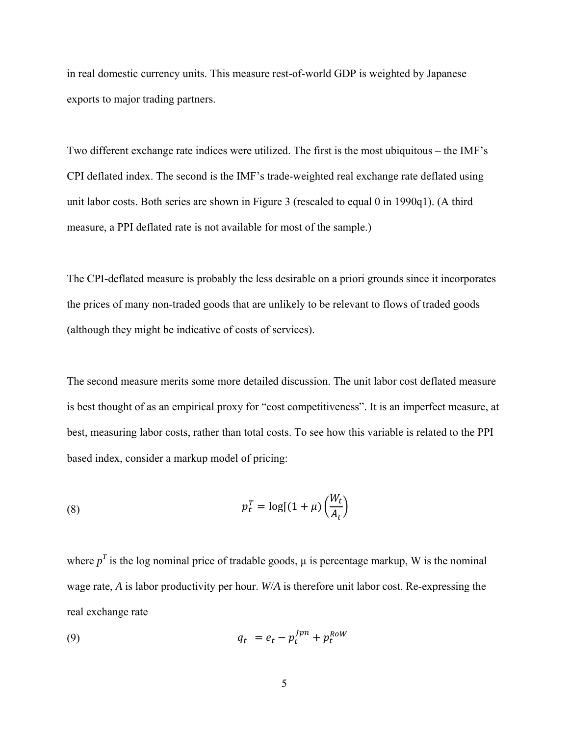in real domestic currency units. This measure rest-of-world GDP is weighted by Japanese exports to major trading partners.

Two different exchange rate indices were utilized. The first is the most ubiquitous – the IMF's CPI deflated index. The second is the IMF's trade-weighted real exchange rate deflated using unit labor costs. Both series are shown in Figure 3 (rescaled to equal 0 in 1990q1). (A third measure, a PPI deflated rate is not available for most of the sample.)

The CPI-deflated measure is probably the less desirable on a priori grounds since it incorporates the prices of many non-traded goods that are unlikely to be relevant to flows of traded goods (although they might be indicative of costs of services).

The second measure merits some more detailed discussion. The unit labor cost deflated measure is best thought of as an empirical proxy for "cost competitiveness". It is an imperfect measure, at best, measuring labor costs, rather than total costs. To see how this variable is related to the PPI based index, consider a markup model of pricing:

$$p_t^T = \log[(1+\mu)\left(\frac{W_t}{A_t}\right) \tag{8}$$

where $p^T$ is the log nominal price of tradable goods, $\mu$ is percentage markup, W is the nominal wage rate, $A$ is labor productivity per hour. $W/A$ is therefore unit labor cost. Re-expressing the real exchange rate

$$q_t = e_t - p_t^{Jpn} + p_t^{RoW} \tag{9}$$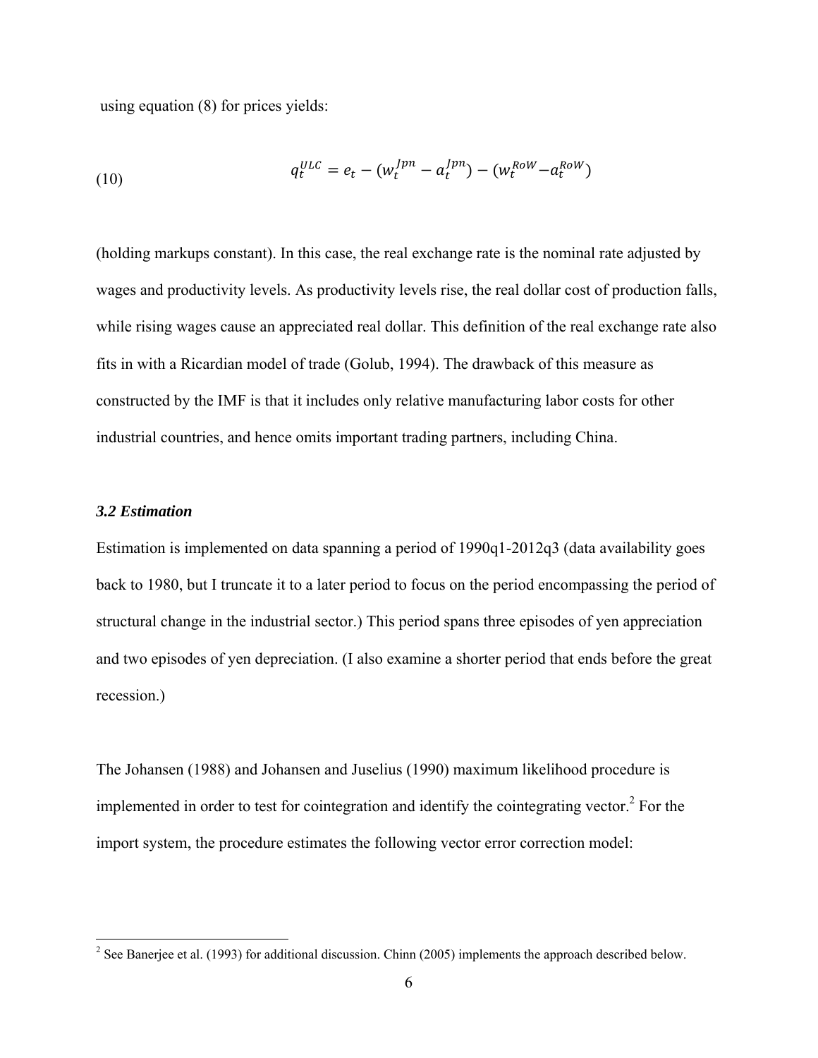using equation (8) for prices yields:

$$q_t^{ULC} = e_t - (w_t^{Jpn} - a_t^{Jpn}) - (w_t^{RoW} - a_t^{RoW}) \tag{10}$$

(holding markups constant). In this case, the real exchange rate is the nominal rate adjusted by wages and productivity levels. As productivity levels rise, the real dollar cost of production falls, while rising wages cause an appreciated real dollar. This definition of the real exchange rate also fits in with a Ricardian model of trade (Golub, 1994). The drawback of this measure as constructed by the IMF is that it includes only relative manufacturing labor costs for other industrial countries, and hence omits important trading partners, including China.

### *3.2 Estimation*

Estimation is implemented on data spanning a period of 1990q1-2012q3 (data availability goes back to 1980, but I truncate it to a later period to focus on the period encompassing the period of structural change in the industrial sector.) This period spans three episodes of yen appreciation and two episodes of yen depreciation. (I also examine a shorter period that ends before the great recession.)

The Johansen (1988) and Johansen and Juselius (1990) maximum likelihood procedure is implemented in order to test for cointegration and identify the cointegrating vector.[2] For the import system, the procedure estimates the following vector error correction model:

[2] See Banerjee et al. (1993) for additional discussion. Chinn (2005) implements the approach described below.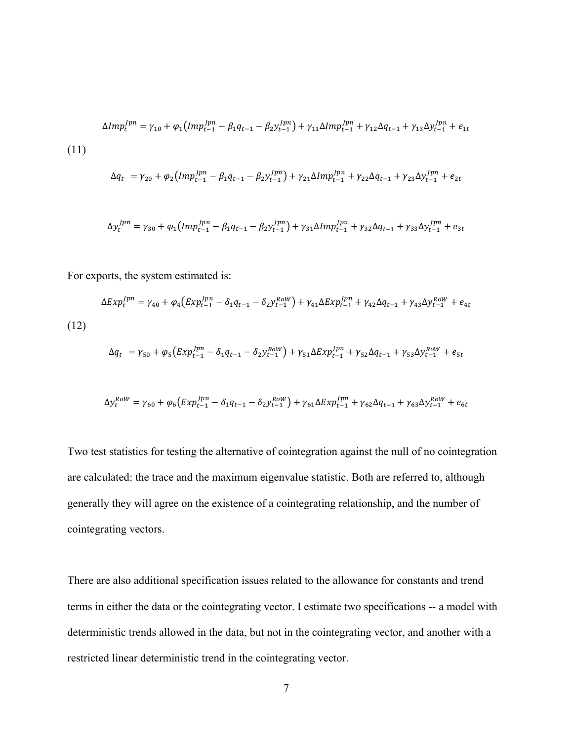$$\Delta Imp_t^{Jpn} = \gamma_{10} + \varphi_1\left(Imp_{t-1}^{Jpn} - \beta_1 q_{t-1} - \beta_2 y_{t-1}^{Jpn}\right) + \gamma_{11}\Delta Imp_{t-1}^{Jpn} + \gamma_{12}\Delta q_{t-1} + \gamma_{13}\Delta y_{t-1}^{Jpn} + e_{1t}$$

(11)

$$\Delta q_t \ = \gamma_{20} + \varphi_2\left(Imp_{t-1}^{Jpn} - \beta_1 q_{t-1} - \beta_2 y_{t-1}^{Jpn}\right) + \gamma_{21}\Delta Imp_{t-1}^{Jpn} + \gamma_{22}\Delta q_{t-1} + \gamma_{23}\Delta y_{t-1}^{Jpn} + e_{2t}$$

$$\Delta y_t^{Jpn} = \gamma_{30} + \varphi_1\left(Imp_{t-1}^{Jpn} - \beta_1 q_{t-1} - \beta_2 y_{t-1}^{Jpn}\right) + \gamma_{31}\Delta Imp_{t-1}^{Jpn} + \gamma_{32}\Delta q_{t-1} + \gamma_{33}\Delta y_{t-1}^{Jpn} + e_{3t}$$

For exports, the system estimated is:

$$\Delta Exp_t^{Jpn} = \gamma_{40} + \varphi_4\left(Exp_{t-1}^{Jpn} - \delta_1 q_{t-1} - \delta_2 y_{t-1}^{RoW}\right) + \gamma_{41}\Delta Exp_{t-1}^{Jpn} + \gamma_{42}\Delta q_{t-1} + \gamma_{43}\Delta y_{t-1}^{RoW} + e_{4t}$$

(12)

$$\Delta q_t \ = \gamma_{50} + \varphi_5\left(Exp_{t-1}^{Jpn} - \delta_1 q_{t-1} - \delta_2 y_{t-1}^{RoW}\right) + \gamma_{51}\Delta Exp_{t-1}^{Jpn} + \gamma_{52}\Delta q_{t-1} + \gamma_{53}\Delta y_{t-1}^{RoW} + e_{5t}$$

$$\Delta y_t^{RoW} = \gamma_{60} + \varphi_6\left(Exp_{t-1}^{Jpn} - \delta_1 q_{t-1} - \delta_2 y_{t-1}^{RoW}\right) + \gamma_{61}\Delta Exp_{t-1}^{Jpn} + \gamma_{62}\Delta q_{t-1} + \gamma_{63}\Delta y_{t-1}^{RoW} + e_{6t}$$

Two test statistics for testing the alternative of cointegration against the null of no cointegration are calculated: the trace and the maximum eigenvalue statistic. Both are referred to, although generally they will agree on the existence of a cointegrating relationship, and the number of cointegrating vectors.

There are also additional specification issues related to the allowance for constants and trend terms in either the data or the cointegrating vector. I estimate two specifications -- a model with deterministic trends allowed in the data, but not in the cointegrating vector, and another with a restricted linear deterministic trend in the cointegrating vector.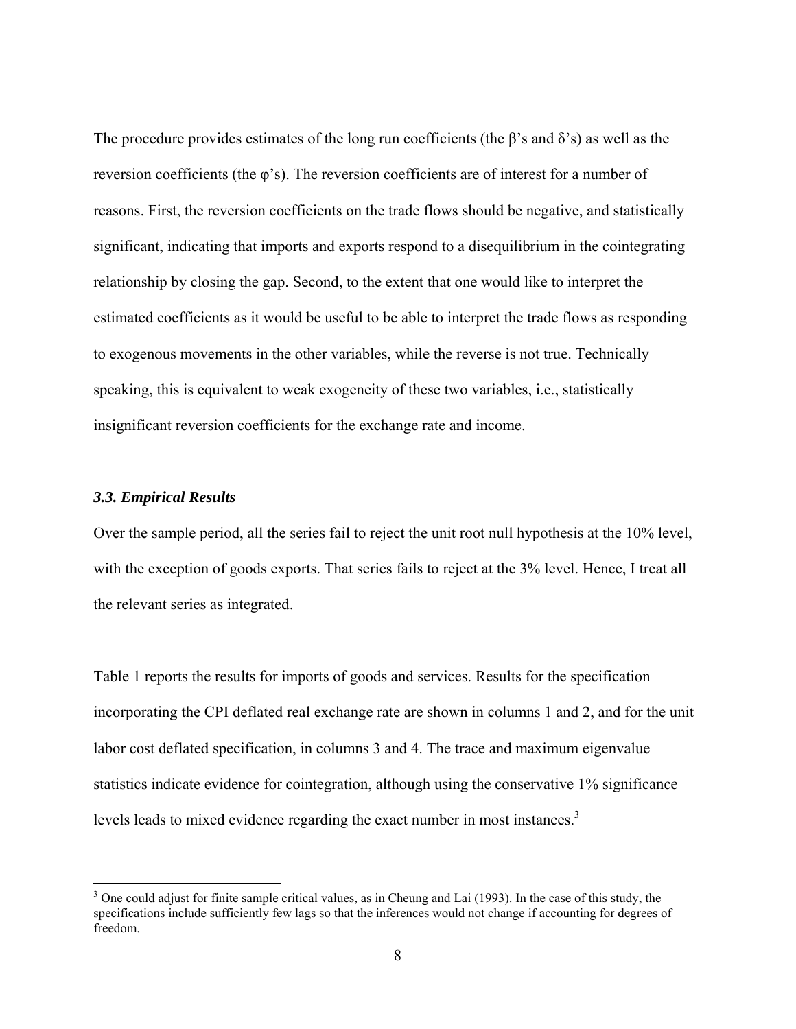The procedure provides estimates of the long run coefficients (the β's and δ's) as well as the reversion coefficients (the φ's). The reversion coefficients are of interest for a number of reasons. First, the reversion coefficients on the trade flows should be negative, and statistically significant, indicating that imports and exports respond to a disequilibrium in the cointegrating relationship by closing the gap. Second, to the extent that one would like to interpret the estimated coefficients as it would be useful to be able to interpret the trade flows as responding to exogenous movements in the other variables, while the reverse is not true. Technically speaking, this is equivalent to weak exogeneity of these two variables, i.e., statistically insignificant reversion coefficients for the exchange rate and income.

### *3.3. Empirical Results*

Over the sample period, all the series fail to reject the unit root null hypothesis at the 10% level, with the exception of goods exports. That series fails to reject at the 3% level. Hence, I treat all the relevant series as integrated.

Table 1 reports the results for imports of goods and services. Results for the specification incorporating the CPI deflated real exchange rate are shown in columns 1 and 2, and for the unit labor cost deflated specification, in columns 3 and 4. The trace and maximum eigenvalue statistics indicate evidence for cointegration, although using the conservative 1% significance levels leads to mixed evidence regarding the exact number in most instances.[3]

[3] One could adjust for finite sample critical values, as in Cheung and Lai (1993). In the case of this study, the specifications include sufficiently few lags so that the inferences would not change if accounting for degrees of freedom.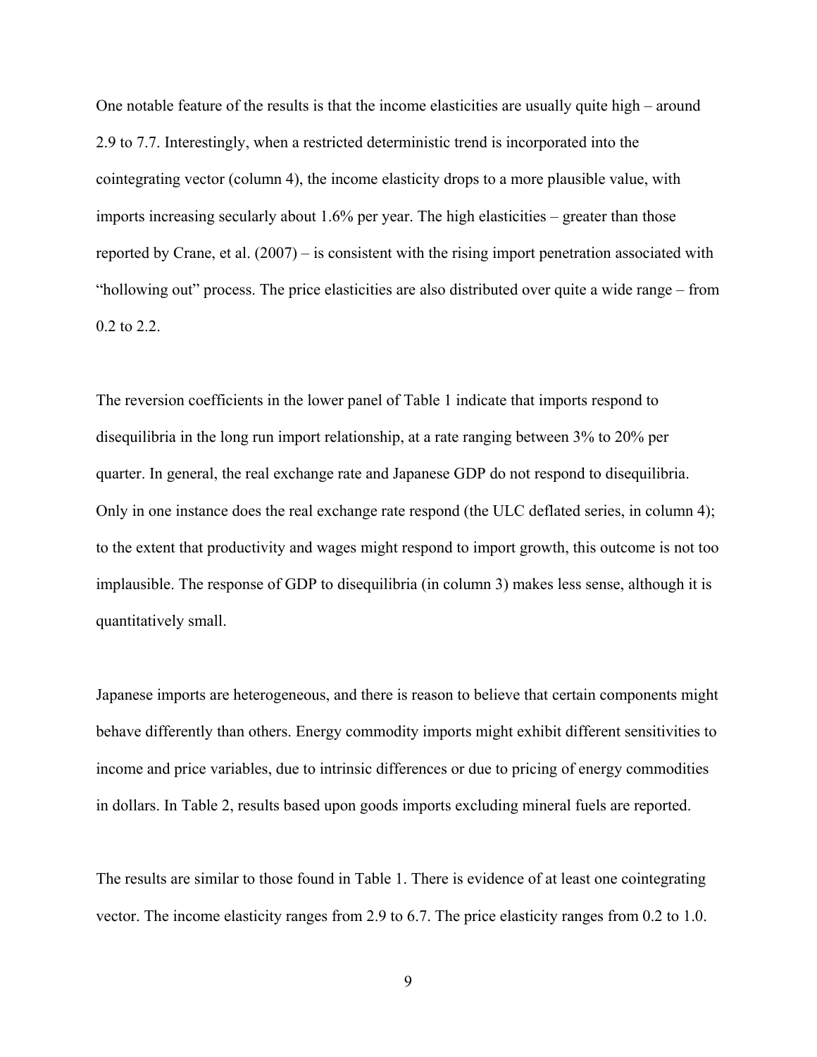One notable feature of the results is that the income elasticities are usually quite high – around 2.9 to 7.7. Interestingly, when a restricted deterministic trend is incorporated into the cointegrating vector (column 4), the income elasticity drops to a more plausible value, with imports increasing secularly about 1.6% per year. The high elasticities – greater than those reported by Crane, et al. (2007) – is consistent with the rising import penetration associated with "hollowing out" process. The price elasticities are also distributed over quite a wide range – from 0.2 to 2.2.

The reversion coefficients in the lower panel of Table 1 indicate that imports respond to disequilibria in the long run import relationship, at a rate ranging between 3% to 20% per quarter. In general, the real exchange rate and Japanese GDP do not respond to disequilibria. Only in one instance does the real exchange rate respond (the ULC deflated series, in column 4); to the extent that productivity and wages might respond to import growth, this outcome is not too implausible. The response of GDP to disequilibria (in column 3) makes less sense, although it is quantitatively small.

Japanese imports are heterogeneous, and there is reason to believe that certain components might behave differently than others. Energy commodity imports might exhibit different sensitivities to income and price variables, due to intrinsic differences or due to pricing of energy commodities in dollars. In Table 2, results based upon goods imports excluding mineral fuels are reported.

The results are similar to those found in Table 1. There is evidence of at least one cointegrating vector. The income elasticity ranges from 2.9 to 6.7. The price elasticity ranges from 0.2 to 1.0.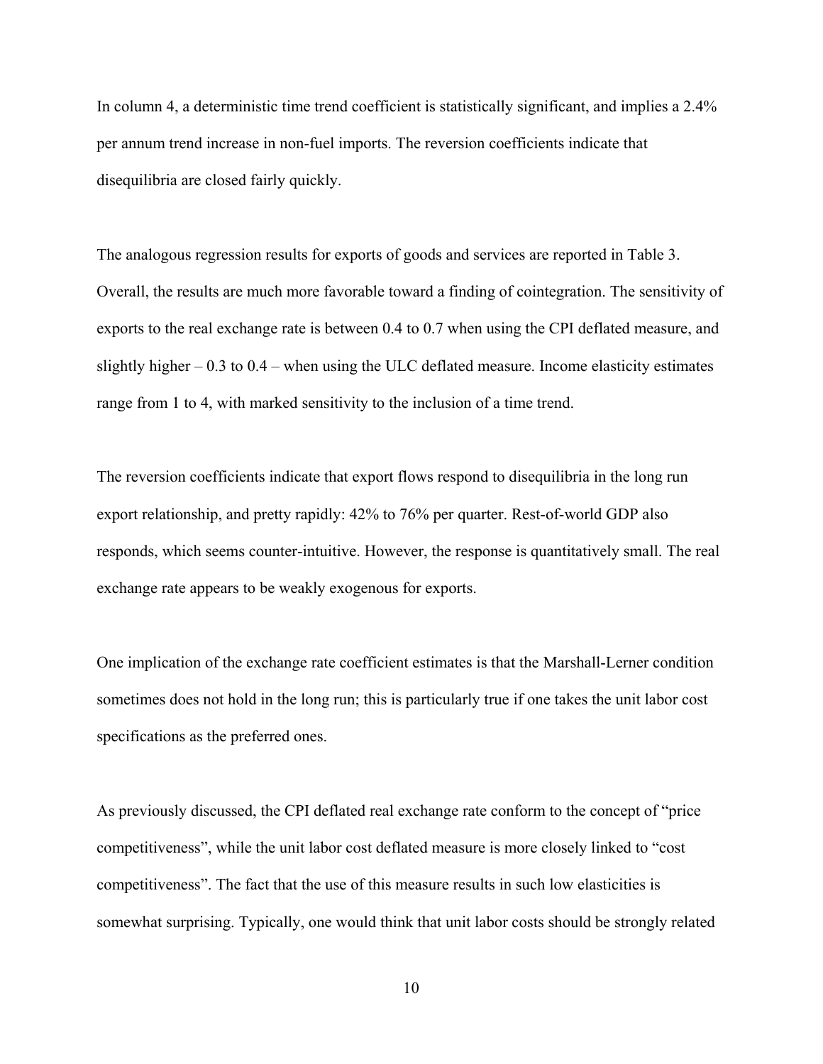In column 4, a deterministic time trend coefficient is statistically significant, and implies a 2.4% per annum trend increase in non-fuel imports. The reversion coefficients indicate that disequilibria are closed fairly quickly.

The analogous regression results for exports of goods and services are reported in Table 3. Overall, the results are much more favorable toward a finding of cointegration. The sensitivity of exports to the real exchange rate is between 0.4 to 0.7 when using the CPI deflated measure, and slightly higher – 0.3 to 0.4 – when using the ULC deflated measure. Income elasticity estimates range from 1 to 4, with marked sensitivity to the inclusion of a time trend.

The reversion coefficients indicate that export flows respond to disequilibria in the long run export relationship, and pretty rapidly: 42% to 76% per quarter. Rest-of-world GDP also responds, which seems counter-intuitive. However, the response is quantitatively small. The real exchange rate appears to be weakly exogenous for exports.

One implication of the exchange rate coefficient estimates is that the Marshall-Lerner condition sometimes does not hold in the long run; this is particularly true if one takes the unit labor cost specifications as the preferred ones.

As previously discussed, the CPI deflated real exchange rate conform to the concept of "price competitiveness", while the unit labor cost deflated measure is more closely linked to "cost competitiveness". The fact that the use of this measure results in such low elasticities is somewhat surprising. Typically, one would think that unit labor costs should be strongly related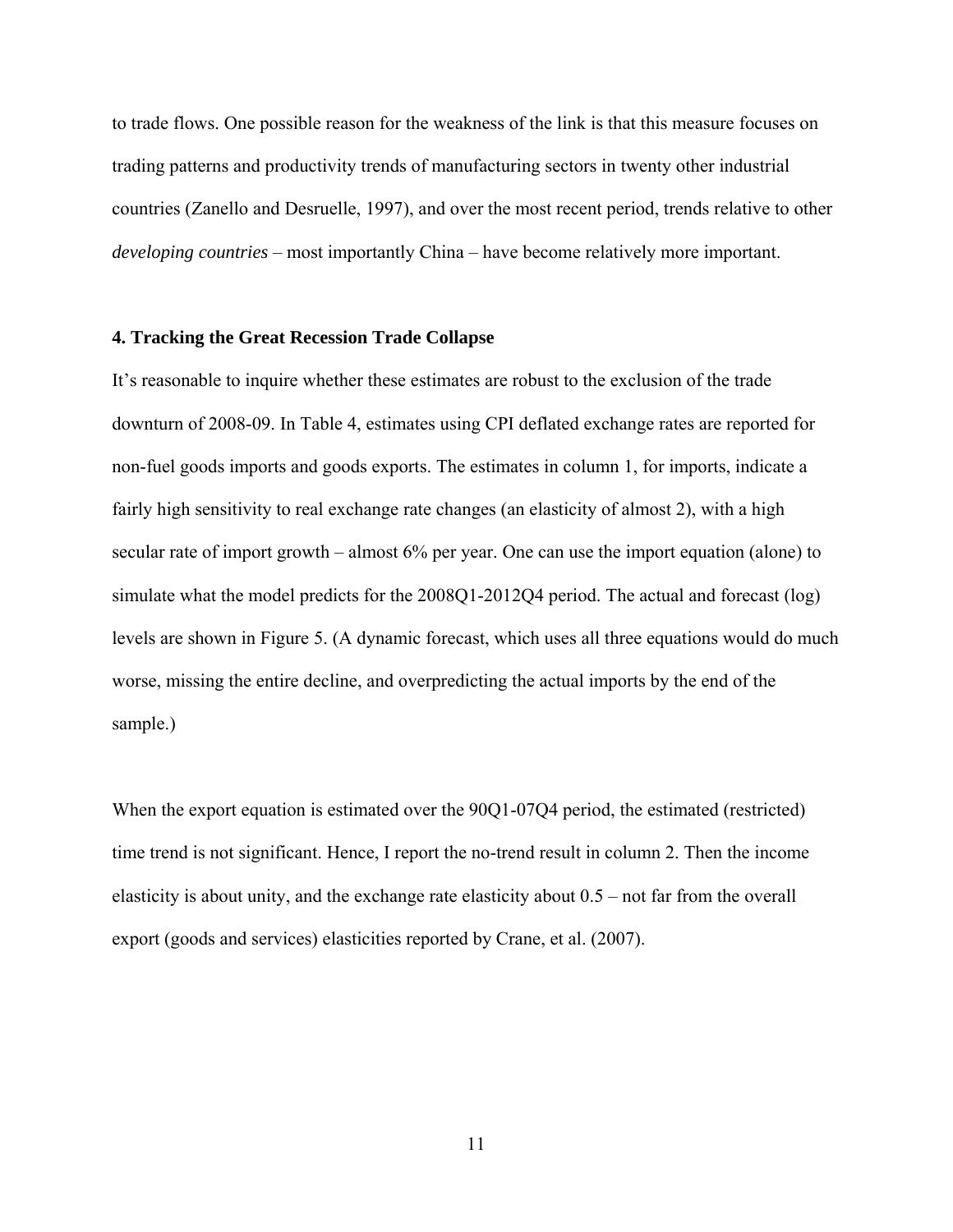to trade flows. One possible reason for the weakness of the link is that this measure focuses on trading patterns and productivity trends of manufacturing sectors in twenty other industrial countries (Zanello and Desruelle, 1997), and over the most recent period, trends relative to other *developing countries* – most importantly China – have become relatively more important.

## 4. Tracking the Great Recession Trade Collapse

It's reasonable to inquire whether these estimates are robust to the exclusion of the trade downturn of 2008-09. In Table 4, estimates using CPI deflated exchange rates are reported for non-fuel goods imports and goods exports. The estimates in column 1, for imports, indicate a fairly high sensitivity to real exchange rate changes (an elasticity of almost 2), with a high secular rate of import growth – almost 6% per year. One can use the import equation (alone) to simulate what the model predicts for the 2008Q1-2012Q4 period. The actual and forecast (log) levels are shown in Figure 5. (A dynamic forecast, which uses all three equations would do much worse, missing the entire decline, and overpredicting the actual imports by the end of the sample.)

When the export equation is estimated over the 90Q1-07Q4 period, the estimated (restricted) time trend is not significant. Hence, I report the no-trend result in column 2. Then the income elasticity is about unity, and the exchange rate elasticity about 0.5 – not far from the overall export (goods and services) elasticities reported by Crane, et al. (2007).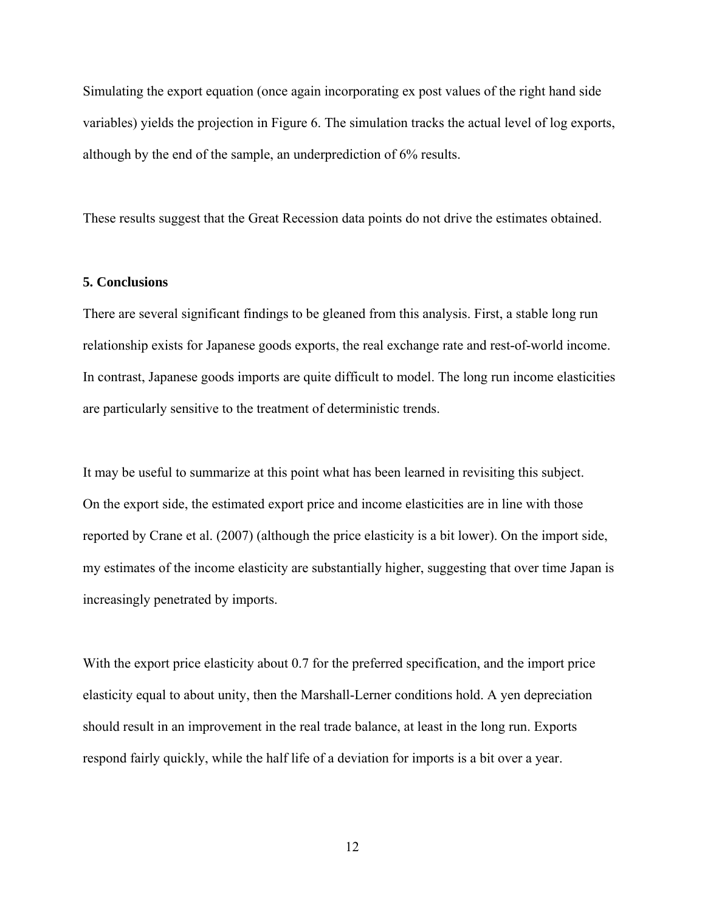Simulating the export equation (once again incorporating ex post values of the right hand side variables) yields the projection in Figure 6. The simulation tracks the actual level of log exports, although by the end of the sample, an underprediction of 6% results.

These results suggest that the Great Recession data points do not drive the estimates obtained.

## 5. Conclusions

There are several significant findings to be gleaned from this analysis. First, a stable long run relationship exists for Japanese goods exports, the real exchange rate and rest-of-world income. In contrast, Japanese goods imports are quite difficult to model. The long run income elasticities are particularly sensitive to the treatment of deterministic trends.

It may be useful to summarize at this point what has been learned in revisiting this subject. On the export side, the estimated export price and income elasticities are in line with those reported by Crane et al. (2007) (although the price elasticity is a bit lower). On the import side, my estimates of the income elasticity are substantially higher, suggesting that over time Japan is increasingly penetrated by imports.

With the export price elasticity about 0.7 for the preferred specification, and the import price elasticity equal to about unity, then the Marshall-Lerner conditions hold. A yen depreciation should result in an improvement in the real trade balance, at least in the long run. Exports respond fairly quickly, while the half life of a deviation for imports is a bit over a year.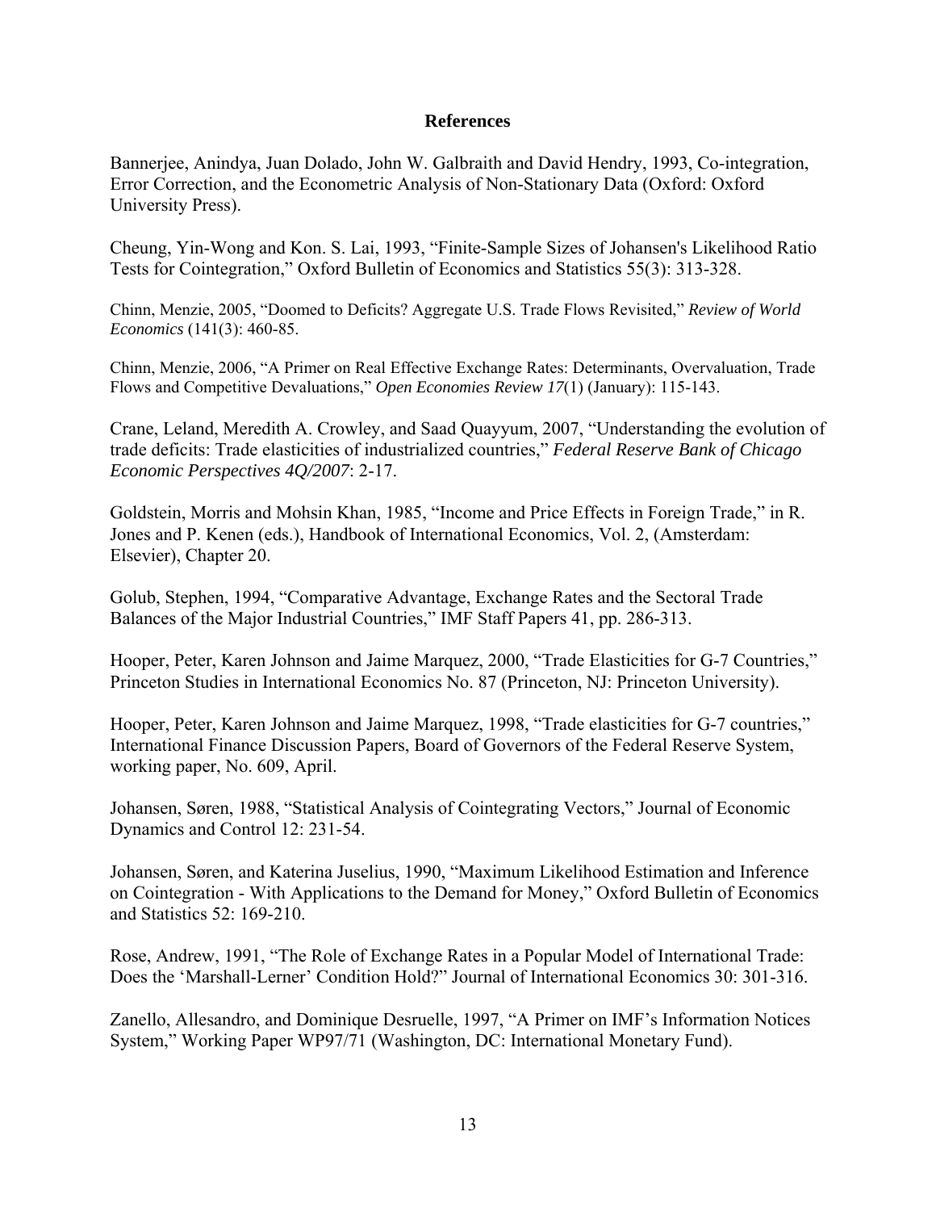## References

Bannerjee, Anindya, Juan Dolado, John W. Galbraith and David Hendry, 1993, Co-integration, Error Correction, and the Econometric Analysis of Non-Stationary Data (Oxford: Oxford University Press).

Cheung, Yin-Wong and Kon. S. Lai, 1993, "Finite-Sample Sizes of Johansen's Likelihood Ratio Tests for Cointegration," Oxford Bulletin of Economics and Statistics 55(3): 313-328.

Chinn, Menzie, 2005, "Doomed to Deficits? Aggregate U.S. Trade Flows Revisited," *Review of World Economics* (141(3): 460-85.

Chinn, Menzie, 2006, "A Primer on Real Effective Exchange Rates: Determinants, Overvaluation, Trade Flows and Competitive Devaluations," *Open Economies Review 17*(1) (January): 115-143.

Crane, Leland, Meredith A. Crowley, and Saad Quayyum, 2007, "Understanding the evolution of trade deficits: Trade elasticities of industrialized countries," *Federal Reserve Bank of Chicago Economic Perspectives 4Q/2007*: 2-17.

Goldstein, Morris and Mohsin Khan, 1985, "Income and Price Effects in Foreign Trade," in R. Jones and P. Kenen (eds.), Handbook of International Economics, Vol. 2, (Amsterdam: Elsevier), Chapter 20.

Golub, Stephen, 1994, "Comparative Advantage, Exchange Rates and the Sectoral Trade Balances of the Major Industrial Countries," IMF Staff Papers 41, pp. 286-313.

Hooper, Peter, Karen Johnson and Jaime Marquez, 2000, "Trade Elasticities for G-7 Countries," Princeton Studies in International Economics No. 87 (Princeton, NJ: Princeton University).

Hooper, Peter, Karen Johnson and Jaime Marquez, 1998, "Trade elasticities for G-7 countries," International Finance Discussion Papers, Board of Governors of the Federal Reserve System, working paper, No. 609, April.

Johansen, Søren, 1988, "Statistical Analysis of Cointegrating Vectors," Journal of Economic Dynamics and Control 12: 231-54.

Johansen, Søren, and Katerina Juselius, 1990, "Maximum Likelihood Estimation and Inference on Cointegration - With Applications to the Demand for Money," Oxford Bulletin of Economics and Statistics 52: 169-210.

Rose, Andrew, 1991, "The Role of Exchange Rates in a Popular Model of International Trade: Does the 'Marshall-Lerner' Condition Hold?" Journal of International Economics 30: 301-316.

Zanello, Allesandro, and Dominique Desruelle, 1997, "A Primer on IMF's Information Notices System," Working Paper WP97/71 (Washington, DC: International Monetary Fund).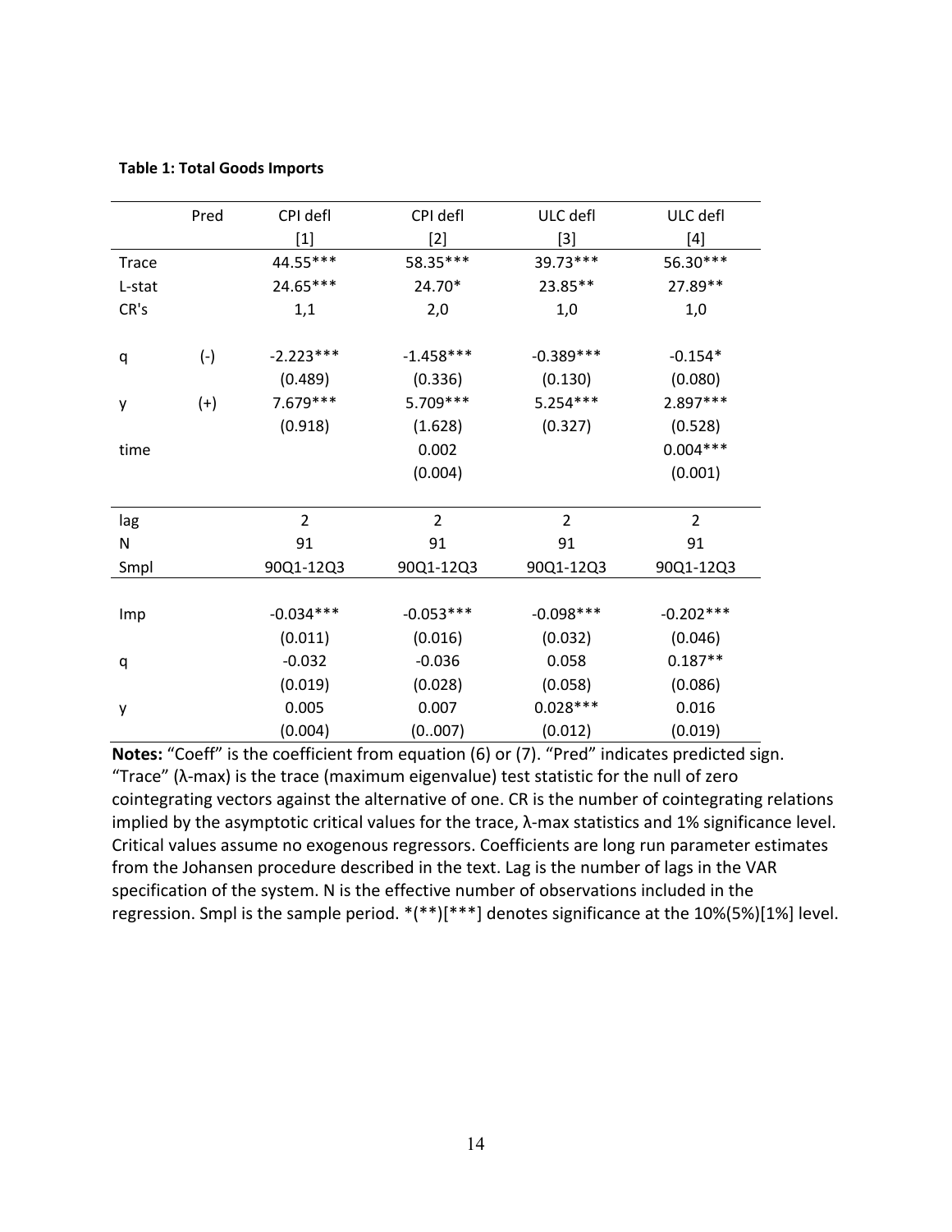**Table 1: Total Goods Imports**

| | Pred | CPI defl | CPI defl | ULC defl | ULC defl |
|---|---|---|---|---|---|
| | | [1] | [2] | [3] | [4] |
| Trace | | 44.55*** | 58.35*** | 39.73*** | 56.30*** |
| L-stat | | 24.65*** | 24.70* | 23.85** | 27.89** |
| CR's | | 1,1 | 2,0 | 1,0 | 1,0 |
| | | | | | |
| q | (-) | -2.223*** | -1.458*** | -0.389*** | -0.154* |
| | | (0.489) | (0.336) | (0.130) | (0.080) |
| y | (+) | 7.679*** | 5.709*** | 5.254*** | 2.897*** |
| | | (0.918) | (1.628) | (0.327) | (0.528) |
| time | | | 0.002 | | 0.004*** |
| | | | (0.004) | | (0.001) |
| | | | | | |
| lag | | 2 | 2 | 2 | 2 |
| N | | 91 | 91 | 91 | 91 |
| Smpl | | 90Q1-12Q3 | 90Q1-12Q3 | 90Q1-12Q3 | 90Q1-12Q3 |
| | | | | | |
| Imp | | -0.034*** | -0.053*** | -0.098*** | -0.202*** |
| | | (0.011) | (0.016) | (0.032) | (0.046) |
| q | | -0.032 | -0.036 | 0.058 | 0.187** |
| | | (0.019) | (0.028) | (0.058) | (0.086) |
| y | | 0.005 | 0.007 | 0.028*** | 0.016 |
| | | (0.004) | (0..007) | (0.012) | (0.019) |

**Notes:** "Coeff" is the coefficient from equation (6) or (7). "Pred" indicates predicted sign. "Trace" (λ-max) is the trace (maximum eigenvalue) test statistic for the null of zero cointegrating vectors against the alternative of one. CR is the number of cointegrating relations implied by the asymptotic critical values for the trace, λ-max statistics and 1% significance level. Critical values assume no exogenous regressors. Coefficients are long run parameter estimates from the Johansen procedure described in the text. Lag is the number of lags in the VAR specification of the system. N is the effective number of observations included in the regression. Smpl is the sample period. *(**)[***] denotes significance at the 10%(5%)[1%] level.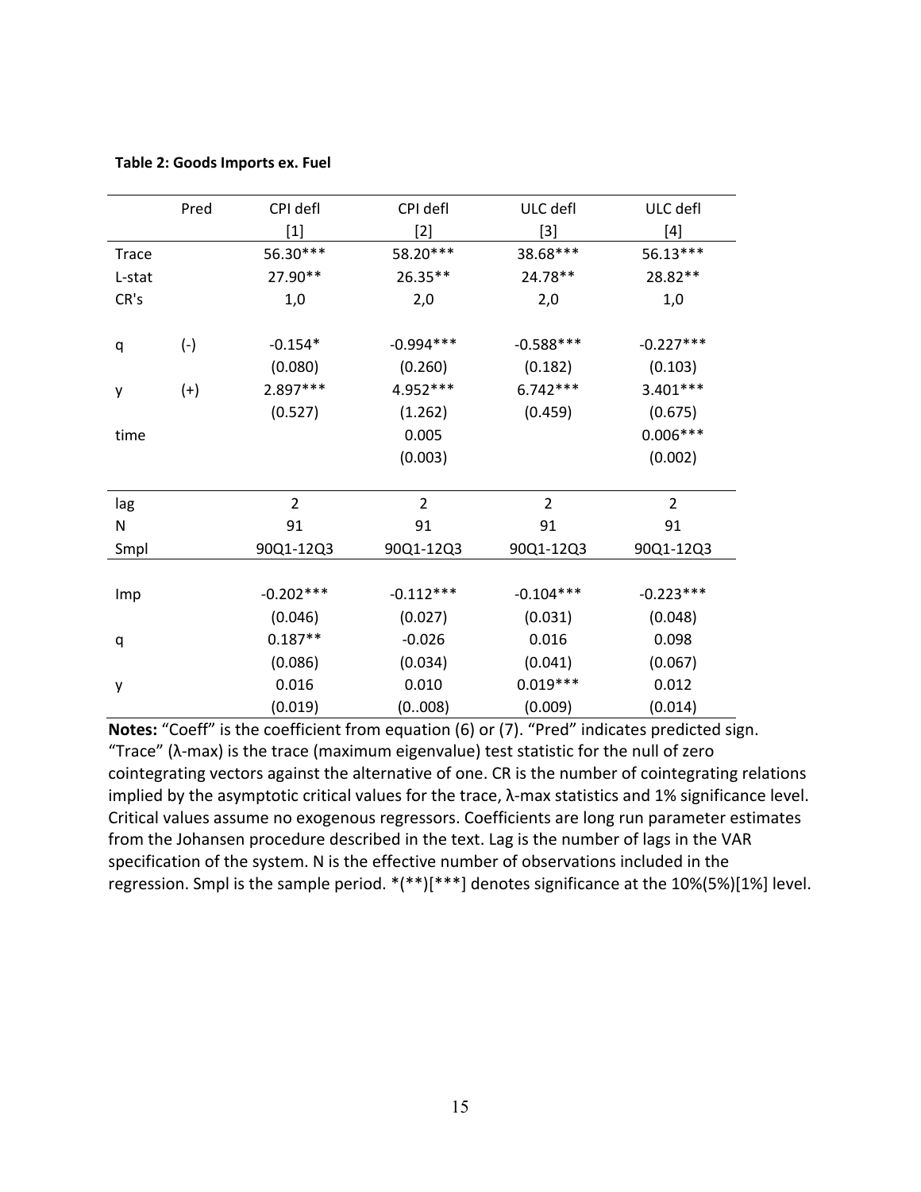**Table 2: Goods Imports ex. Fuel**

| | Pred | CPI defl | CPI defl | ULC defl | ULC defl |
|---|---|---|---|---|---|
| | | [1] | [2] | [3] | [4] |
| Trace | | 56.30*** | 58.20*** | 38.68*** | 56.13*** |
| L-stat | | 27.90** | 26.35** | 24.78** | 28.82** |
| CR's | | 1,0 | 2,0 | 2,0 | 1,0 |
| | | | | | |
| q | (-) | -0.154* | -0.994*** | -0.588*** | -0.227*** |
| | | (0.080) | (0.260) | (0.182) | (0.103) |
| y | (+) | 2.897*** | 4.952*** | 6.742*** | 3.401*** |
| | | (0.527) | (1.262) | (0.459) | (0.675) |
| time | | | 0.005 | | 0.006*** |
| | | | (0.003) | | (0.002) |
| | | | | | |
| lag | | 2 | 2 | 2 | 2 |
| N | | 91 | 91 | 91 | 91 |
| Smpl | | 90Q1-12Q3 | 90Q1-12Q3 | 90Q1-12Q3 | 90Q1-12Q3 |
| | | | | | |
| Imp | | -0.202*** | -0.112*** | -0.104*** | -0.223*** |
| | | (0.046) | (0.027) | (0.031) | (0.048) |
| q | | 0.187** | -0.026 | 0.016 | 0.098 |
| | | (0.086) | (0.034) | (0.041) | (0.067) |
| y | | 0.016 | 0.010 | 0.019*** | 0.012 |
| | | (0.019) | (0..008) | (0.009) | (0.014) |

**Notes:** "Coeff" is the coefficient from equation (6) or (7). "Pred" indicates predicted sign. "Trace" (λ-max) is the trace (maximum eigenvalue) test statistic for the null of zero cointegrating vectors against the alternative of one. CR is the number of cointegrating relations implied by the asymptotic critical values for the trace, λ-max statistics and 1% significance level. Critical values assume no exogenous regressors. Coefficients are long run parameter estimates from the Johansen procedure described in the text. Lag is the number of lags in the VAR specification of the system. N is the effective number of observations included in the regression. Smpl is the sample period. *(**)[***] denotes significance at the 10%(5%)[1%] level.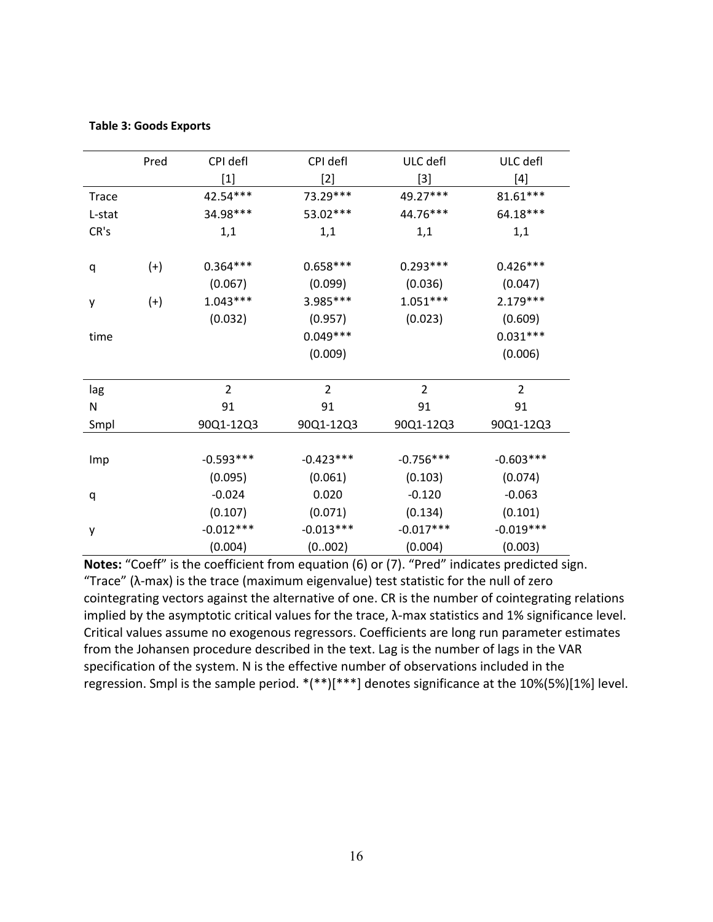**Table 3: Goods Exports**

| | Pred | CPI defl | CPI defl | ULC defl | ULC defl |
|---|---|---|---|---|---|
| | | [1] | [2] | [3] | [4] |
| Trace | | 42.54*** | 73.29*** | 49.27*** | 81.61*** |
| L-stat | | 34.98*** | 53.02*** | 44.76*** | 64.18*** |
| CR's | | 1,1 | 1,1 | 1,1 | 1,1 |
| | | | | | |
| q | (+) | 0.364*** | 0.658*** | 0.293*** | 0.426*** |
| | | (0.067) | (0.099) | (0.036) | (0.047) |
| y | (+) | 1.043*** | 3.985*** | 1.051*** | 2.179*** |
| | | (0.032) | (0.957) | (0.023) | (0.609) |
| time | | | 0.049*** | | 0.031*** |
| | | | (0.009) | | (0.006) |
| | | | | | |
| lag | | 2 | 2 | 2 | 2 |
| N | | 91 | 91 | 91 | 91 |
| Smpl | | 90Q1-12Q3 | 90Q1-12Q3 | 90Q1-12Q3 | 90Q1-12Q3 |
| | | | | | |
| Imp | | -0.593*** | -0.423*** | -0.756*** | -0.603*** |
| | | (0.095) | (0.061) | (0.103) | (0.074) |
| q | | -0.024 | 0.020 | -0.120 | -0.063 |
| | | (0.107) | (0.071) | (0.134) | (0.101) |
| y | | -0.012*** | -0.013*** | -0.017*** | -0.019*** |
| | | (0.004) | (0..002) | (0.004) | (0.003) |

**Notes:** "Coeff" is the coefficient from equation (6) or (7). "Pred" indicates predicted sign. "Trace" (λ-max) is the trace (maximum eigenvalue) test statistic for the null of zero cointegrating vectors against the alternative of one. CR is the number of cointegrating relations implied by the asymptotic critical values for the trace, λ-max statistics and 1% significance level. Critical values assume no exogenous regressors. Coefficients are long run parameter estimates from the Johansen procedure described in the text. Lag is the number of lags in the VAR specification of the system. N is the effective number of observations included in the regression. Smpl is the sample period. *(**)[***] denotes significance at the 10%(5%)[1%] level.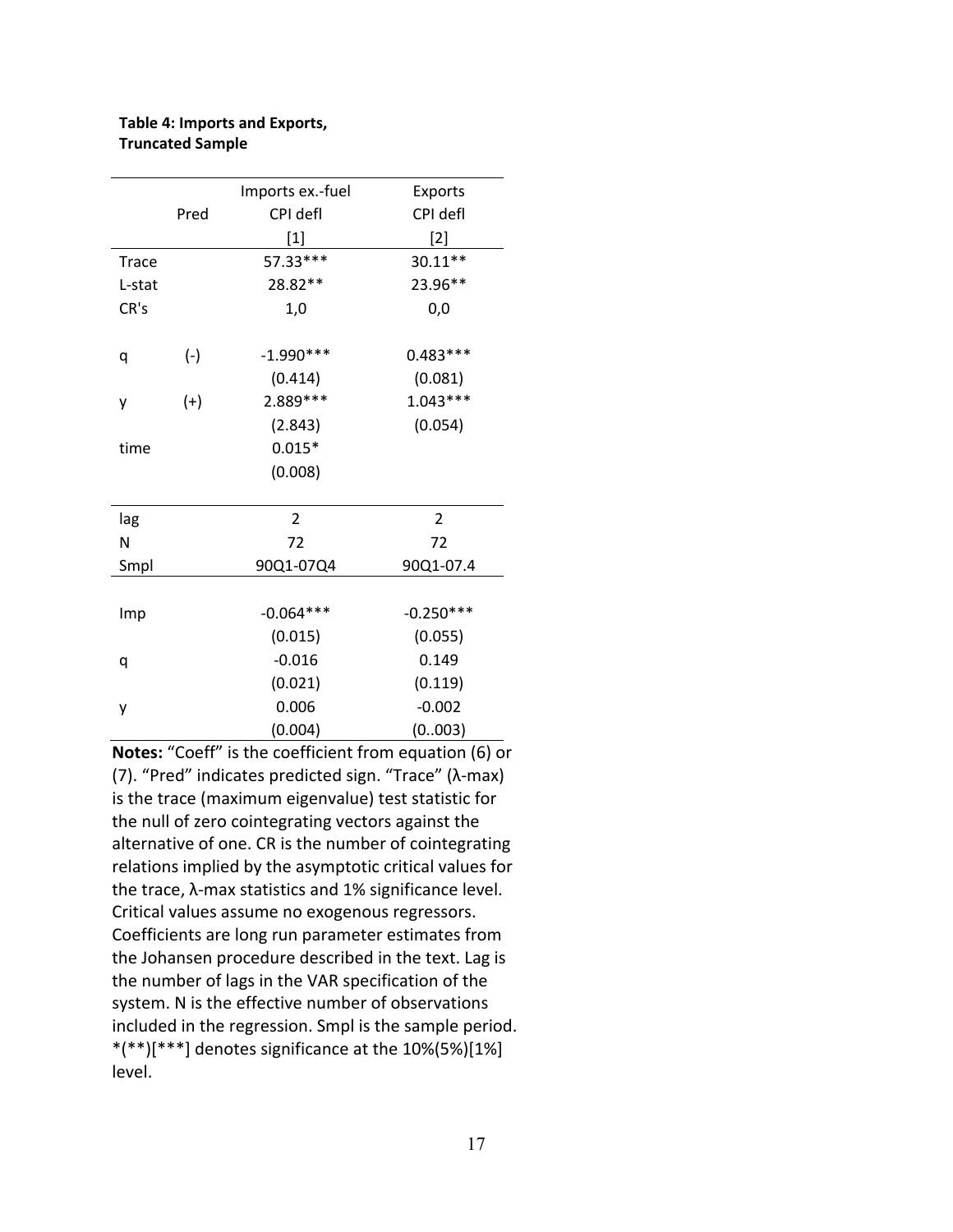**Table 4: Imports and Exports, Truncated Sample**

| | Pred | Imports ex.-fuel | Exports |
|---|---|---|---|
| | | CPI defl | CPI defl |
| | | [1] | [2] |
| Trace | | 57.33*** | 30.11** |
| L-stat | | 28.82** | 23.96** |
| CR's | | 1,0 | 0,0 |
| | | | |
| q | (-) | -1.990*** | 0.483*** |
| | | (0.414) | (0.081) |
| y | (+) | 2.889*** | 1.043*** |
| | | (2.843) | (0.054) |
| time | | 0.015* | |
| | | (0.008) | |
| | | | |
| lag | | 2 | 2 |
| N | | 72 | 72 |
| Smpl | | 90Q1-07Q4 | 90Q1-07.4 |
| | | | |
| Imp | | -0.064*** | -0.250*** |
| | | (0.015) | (0.055) |
| q | | -0.016 | 0.149 |
| | | (0.021) | (0.119) |
| y | | 0.006 | -0.002 |
| | | (0.004) | (0..003) |

**Notes:** "Coeff" is the coefficient from equation (6) or (7). "Pred" indicates predicted sign. "Trace" (λ-max) is the trace (maximum eigenvalue) test statistic for the null of zero cointegrating vectors against the alternative of one. CR is the number of cointegrating relations implied by the asymptotic critical values for the trace, λ-max statistics and 1% significance level. Critical values assume no exogenous regressors. Coefficients are long run parameter estimates from the Johansen procedure described in the text. Lag is the number of lags in the VAR specification of the system. N is the effective number of observations included in the regression. Smpl is the sample period. *(**)[***] denotes significance at the 10%(5%)[1%] level.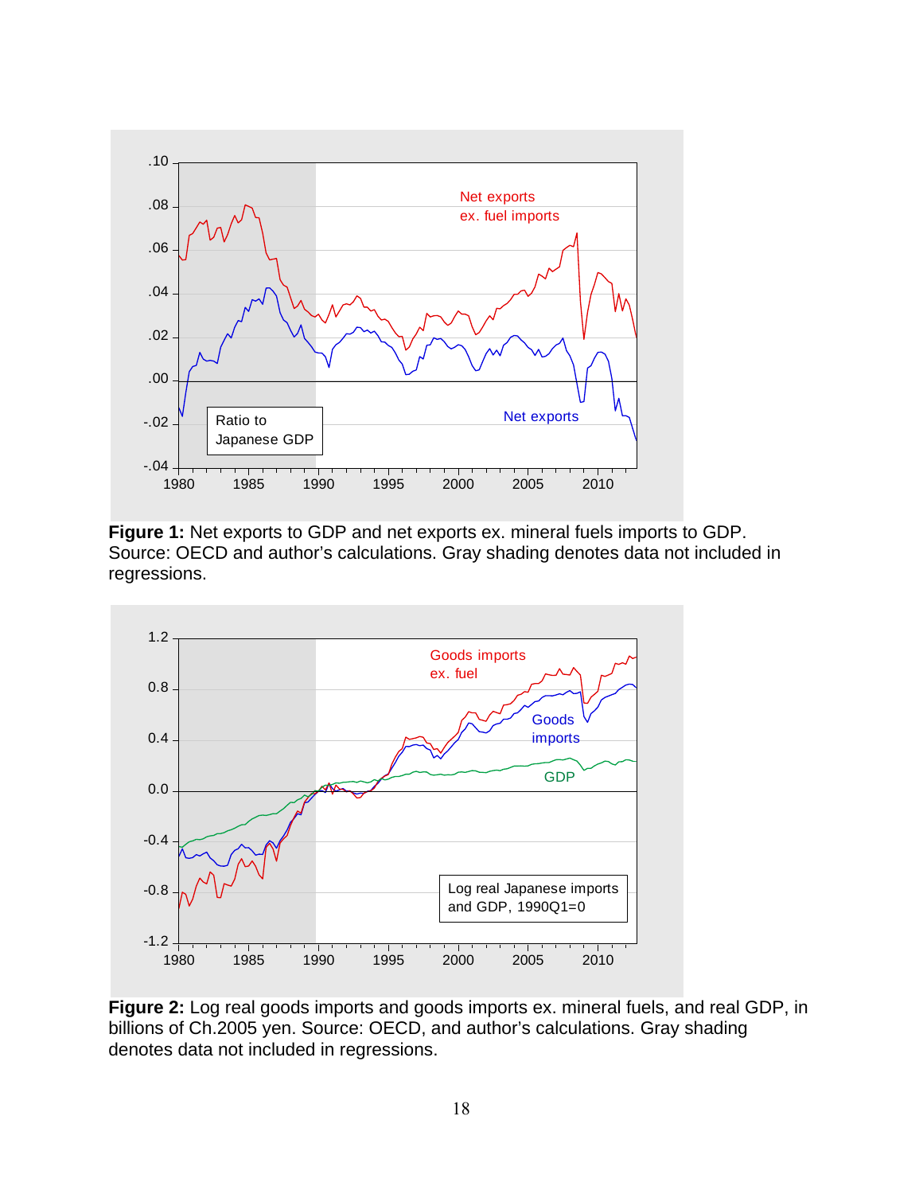**Figure 1:** Net exports to GDP and net exports ex. mineral fuels imports to GDP. Source: OECD and author's calculations. Gray shading denotes data not included in regressions.

**Figure 2:** Log real goods imports and goods imports ex. mineral fuels, and real GDP, in billions of Ch.2005 yen. Source: OECD, and author's calculations. Gray shading denotes data not included in regressions.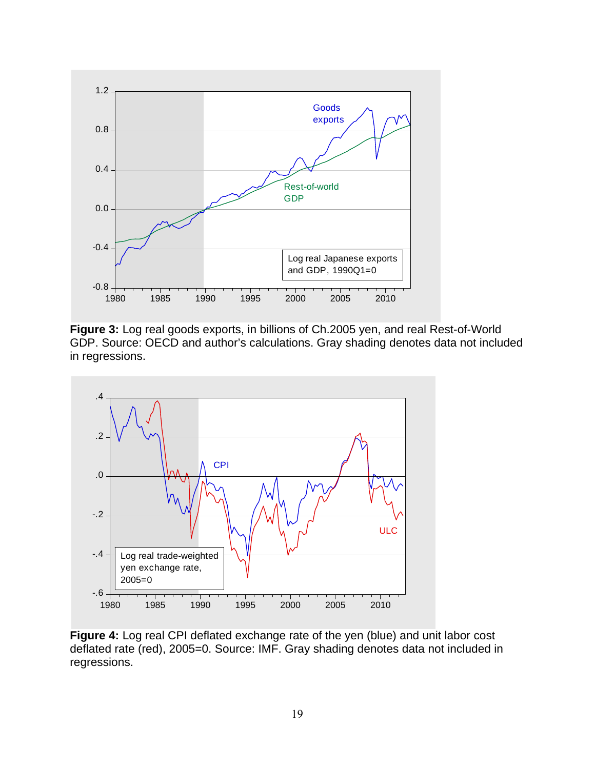**Figure 3:** Log real goods exports, in billions of Ch.2005 yen, and real Rest-of-World GDP. Source: OECD and author's calculations. Gray shading denotes data not included in regressions.

**Figure 4:** Log real CPI deflated exchange rate of the yen (blue) and unit labor cost deflated rate (red), 2005=0. Source: IMF. Gray shading denotes data not included in regressions.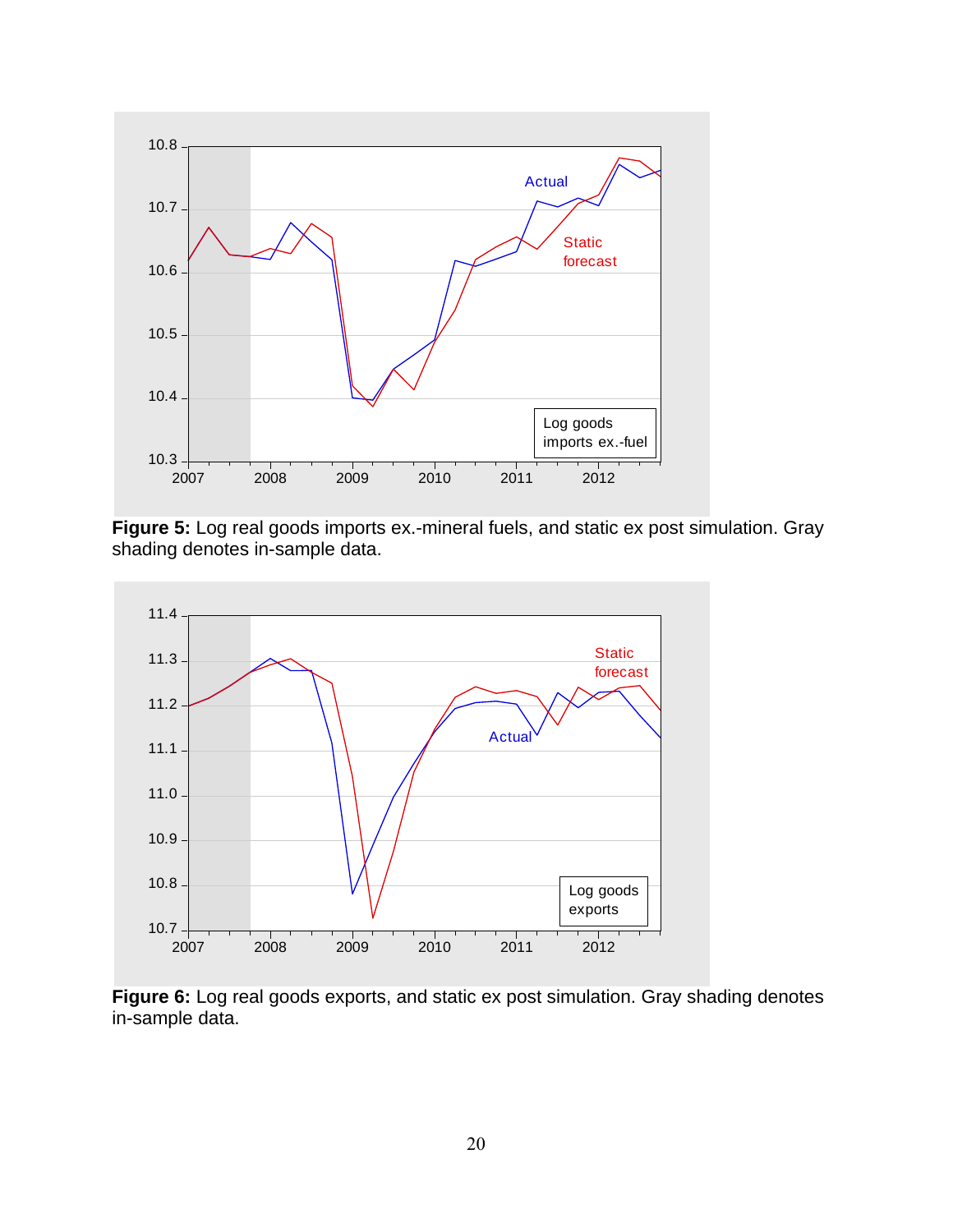10.8
10.7
10.6
10.5
10.4
10.3
2007 2008 2009 2010 2011 2012

Actual

Static
forecast

Log goods
imports ex.-fuel

**Figure 5:** Log real goods imports ex.-mineral fuels, and static ex post simulation. Gray shading denotes in-sample data.

11.4
11.3
11.2
11.1
11.0
10.9
10.8
10.7
2007 2008 2009 2010 2011 2012

Static
forecast

Actual

Log goods
exports

**Figure 6:** Log real goods exports, and static ex post simulation. Gray shading denotes in-sample data.